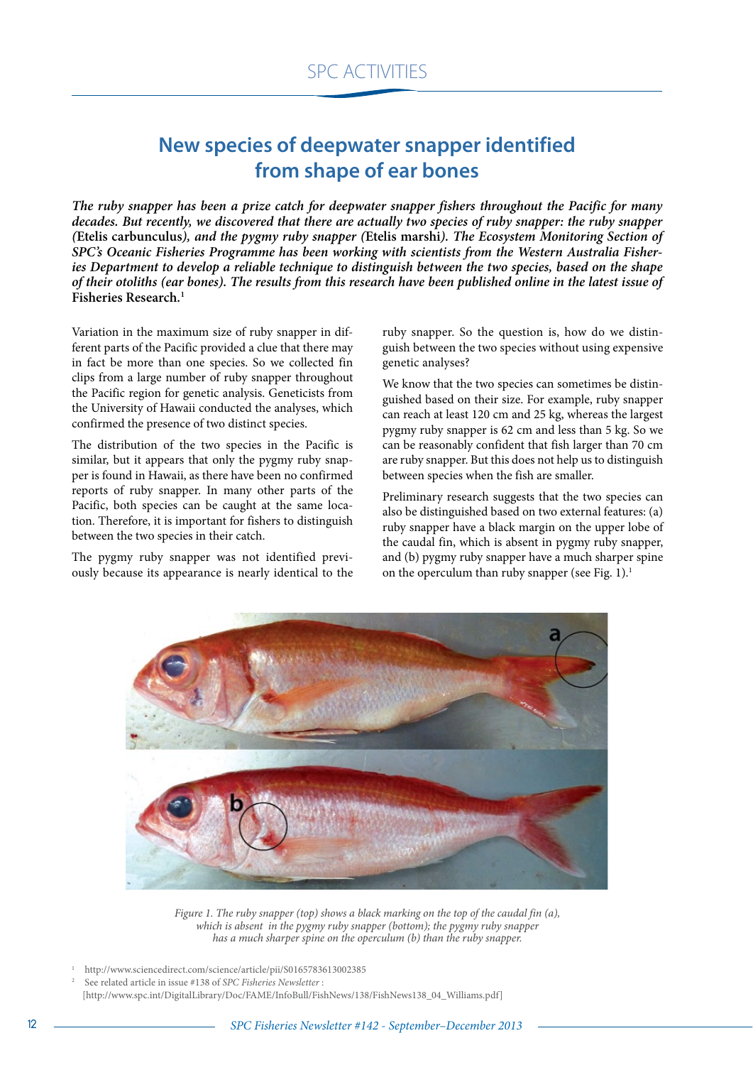# New species of deepwater snapper identified from shape of ear bones

***The ruby snapper has been a prize catch for deepwater snapper fishers throughout the Pacific for many decades. But recently, we discovered that there are actually two species of ruby snapper: the ruby snapper (*****Etelis carbunculus*****), and the pygmy ruby snapper (*****Etelis marshi*****). The Ecosystem Monitoring Section of SPC's Oceanic Fisheries Programme has been working with scientists from the Western Australia Fisheries Department to develop a reliable technique to distinguish between the two species, based on the shape of their otoliths (ear bones). The results from this research have been published online in the latest issue of*** **Fisheries Research.**[1]

Variation in the maximum size of ruby snapper in different parts of the Pacific provided a clue that there may in fact be more than one species. So we collected fin clips from a large number of ruby snapper throughout the Pacific region for genetic analysis. Geneticists from the University of Hawaii conducted the analyses, which confirmed the presence of two distinct species.

The distribution of the two species in the Pacific is similar, but it appears that only the pygmy ruby snapper is found in Hawaii, as there have been no confirmed reports of ruby snapper. In many other parts of the Pacific, both species can be caught at the same location. Therefore, it is important for fishers to distinguish between the two species in their catch.

The pygmy ruby snapper was not identified previously because its appearance is nearly identical to the ruby snapper. So the question is, how do we distinguish between the two species without using expensive genetic analyses?

We know that the two species can sometimes be distinguished based on their size. For example, ruby snapper can reach at least 120 cm and 25 kg, whereas the largest pygmy ruby snapper is 62 cm and less than 5 kg. So we can be reasonably confident that fish larger than 70 cm are ruby snapper. But this does not help us to distinguish between species when the fish are smaller.

Preliminary research suggests that the two species can also be distinguished based on two external features: (a) ruby snapper have a black margin on the upper lobe of the caudal fin, which is absent in pygmy ruby snapper, and (b) pygmy ruby snapper have a much sharper spine on the operculum than ruby snapper (see Fig. 1).[1]

*Figure 1. The ruby snapper (top) shows a black marking on the top of the caudal fin (a), which is absent in the pygmy ruby snapper (bottom); the pygmy ruby snapper has a much sharper spine on the operculum (b) than the ruby snapper.*

[1] http://www.sciencedirect.com/science/article/pii/S0165783613002385

[2] See related article in issue #138 of *SPC Fisheries Newsletter* : [http://www.spc.int/DigitalLibrary/Doc/FAME/InfoBull/FishNews/138/FishNews138_04_Williams.pdf]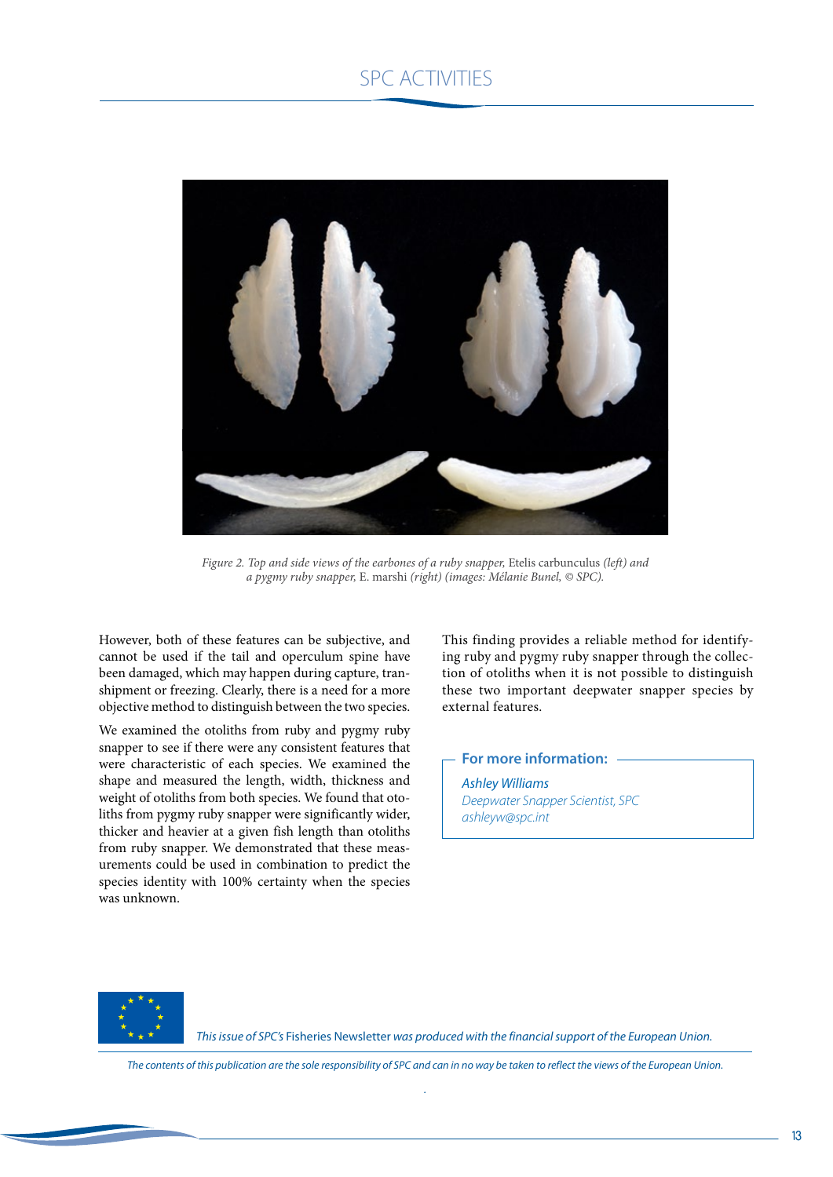*Figure 2. Top and side views of the earbones of a ruby snapper,* Etelis carbunculus *(left) and a pygmy ruby snapper,* E. marshi *(right) (images: Mélanie Bunel, © SPC).*

However, both of these features can be subjective, and cannot be used if the tail and operculum spine have been damaged, which may happen during capture, transhipment or freezing. Clearly, there is a need for a more objective method to distinguish between the two species.

We examined the otoliths from ruby and pygmy ruby snapper to see if there were any consistent features that were characteristic of each species. We examined the shape and measured the length, width, thickness and weight of otoliths from both species. We found that otoliths from pygmy ruby snapper were significantly wider, thicker and heavier at a given fish length than otoliths from ruby snapper. We demonstrated that these measurements could be used in combination to predict the species identity with 100% certainty when the species was unknown.

This finding provides a reliable method for identifying ruby and pygmy ruby snapper through the collection of otoliths when it is not possible to distinguish these two important deepwater snapper species by external features.

**For more information:**

*Ashley Williams*
*Deepwater Snapper Scientist, SPC*
*ashleyw@spc.int*

*This issue of SPC's* Fisheries Newsletter *was produced with the financial support of the European Union.*

*The contents of this publication are the sole responsibility of SPC and can in no way be taken to reflect the views of the European Union.*